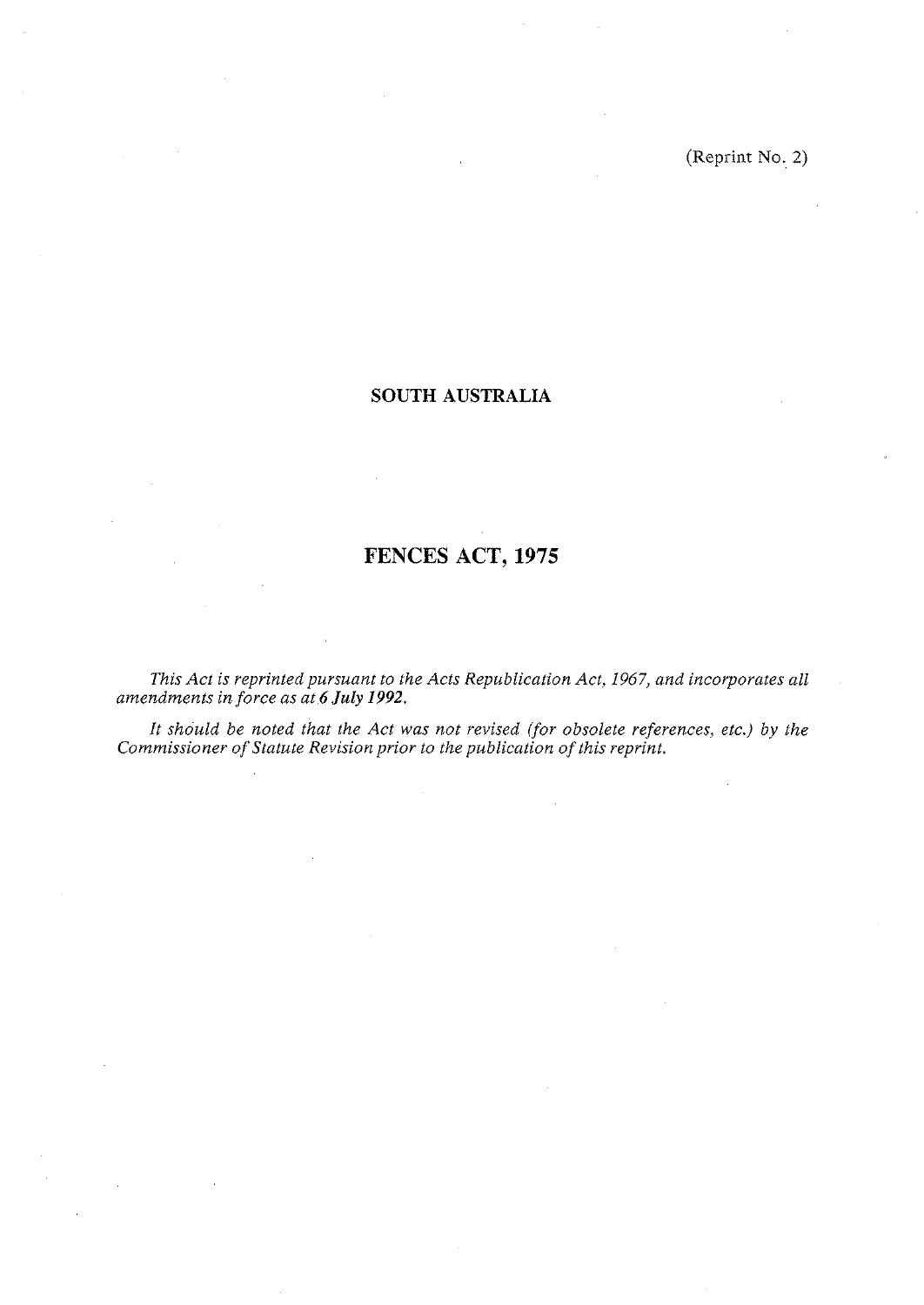(Reprint No. 2)

## SOUTH AUSTRALIA

# FENCES ACT, 1975

*This Act is reprinted pursuant to the Acts Republication Act, 1967, and incorporates all amendments in force as at **6 July 1992**.*

*It should be noted that the Act was not revised (for obsolete references, etc.) by the Commissioner of Statute Revision prior to the publication of this reprint.*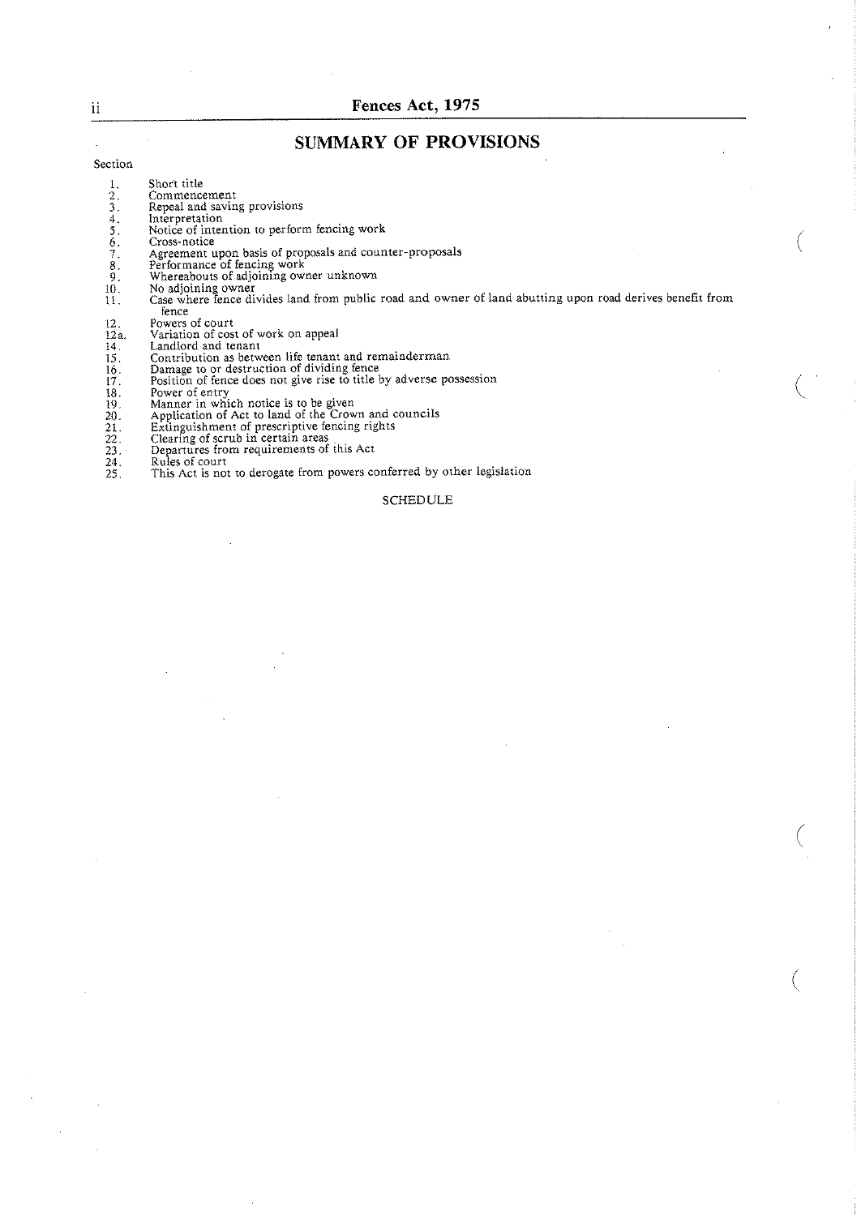## SUMMARY OF PROVISIONS

Section

1. Short title
2. Commencement
3. Repeal and saving provisions
4. Interpretation
5. Notice of intention to perform fencing work
6. Cross-notice
7. Agreement upon basis of proposals and counter-proposals
8. Performance of fencing work
9. Whereabouts of adjoining owner unknown
10. No adjoining owner
11. Case where fence divides land from public road and owner of land abutting upon road derives benefit from fence
12. Powers of court

12a. Variation of cost of work on appeal

14. Landlord and tenant
15. Contribution as between life tenant and remainderman
16. Damage to or destruction of dividing fence
17. Position of fence does not give rise to title by adverse possession
18. Power of entry
19. Manner in which notice is to be given
20. Application of Act to land of the Crown and councils
21. Extinguishment of prescriptive fencing rights
22. Clearing of scrub in certain areas
23. Departures from requirements of this Act
24. Rules of court
25. This Act is not to derogate from powers conferred by other legislation

SCHEDULE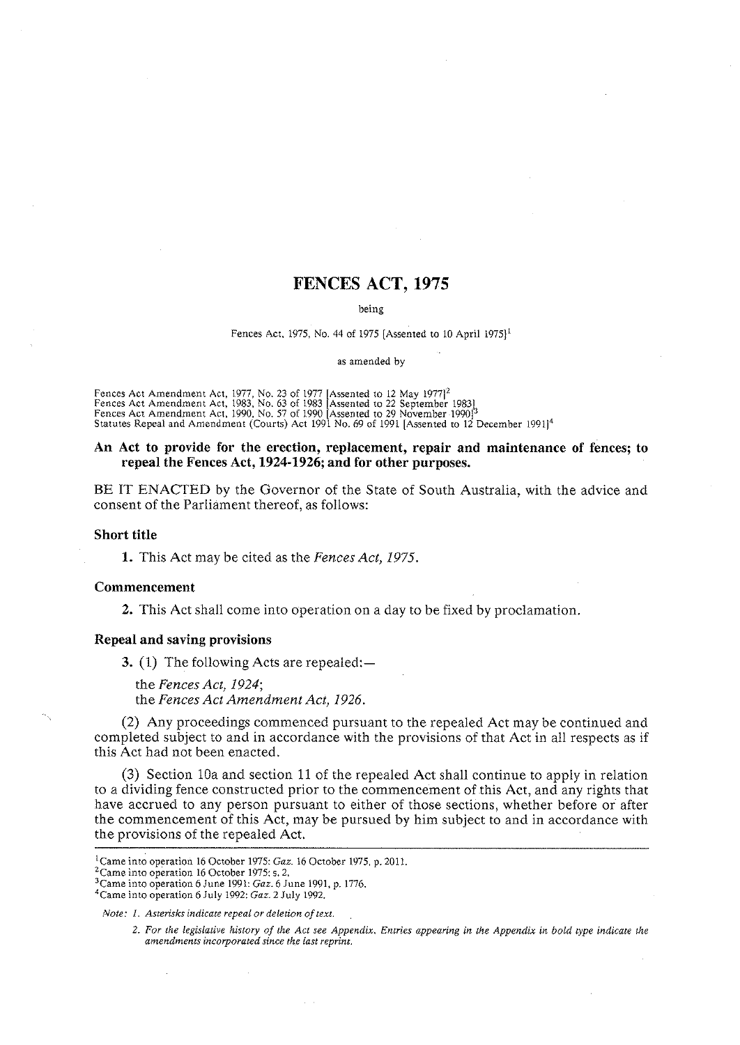# FENCES ACT, 1975

being

Fences Act, 1975, No. 44 of 1975 [Assented to 10 April 1975][1]

as amended by

Fences Act Amendment Act, 1977, No. 23 of 1977 [Assented to 12 May 1977][2]
Fences Act Amendment Act, 1983, No. 63 of 1983 [Assented to 22 September 1983]
Fences Act Amendment Act, 1990, No. 57 of 1990 [Assented to 29 November 1990][3]
Statutes Repeal and Amendment (Courts) Act 1991 No. 69 of 1991 [Assented to 12 December 1991][4]

**An Act to provide for the erection, replacement, repair and maintenance of fences; to repeal the Fences Act, 1924-1926; and for other purposes.**

BE IT ENACTED by the Governor of the State of South Australia, with the advice and consent of the Parliament thereof, as follows:

### Short title

**1.** This Act may be cited as the *Fences Act, 1975*.

### Commencement

**2.** This Act shall come into operation on a day to be fixed by proclamation.

### Repeal and saving provisions

**3.** (1) The following Acts are repealed:—

the *Fences Act, 1924*;
the *Fences Act Amendment Act, 1926*.

(2) Any proceedings commenced pursuant to the repealed Act may be continued and completed subject to and in accordance with the provisions of that Act in all respects as if this Act had not been enacted.

(3) Section 10a and section 11 of the repealed Act shall continue to apply in relation to a dividing fence constructed prior to the commencement of this Act, and any rights that have accrued to any person pursuant to either of those sections, whether before or after the commencement of this Act, may be pursued by him subject to and in accordance with the provisions of the repealed Act.

---

[1]Came into operation 16 October 1975: *Gaz.* 16 October 1975, p. 2011.
[2]Came into operation 16 October 1975: s. 2.
[3]Came into operation 6 June 1991: *Gaz.* 6 June 1991, p. 1776.
[4]Came into operation 6 July 1992: *Gaz.* 2 July 1992.

*Note: 1. Asterisks indicate repeal or deletion of text.*

*2. For the legislative history of the Act see Appendix. Entries appearing in the Appendix in bold type indicate the amendments incorporated since the last reprint.*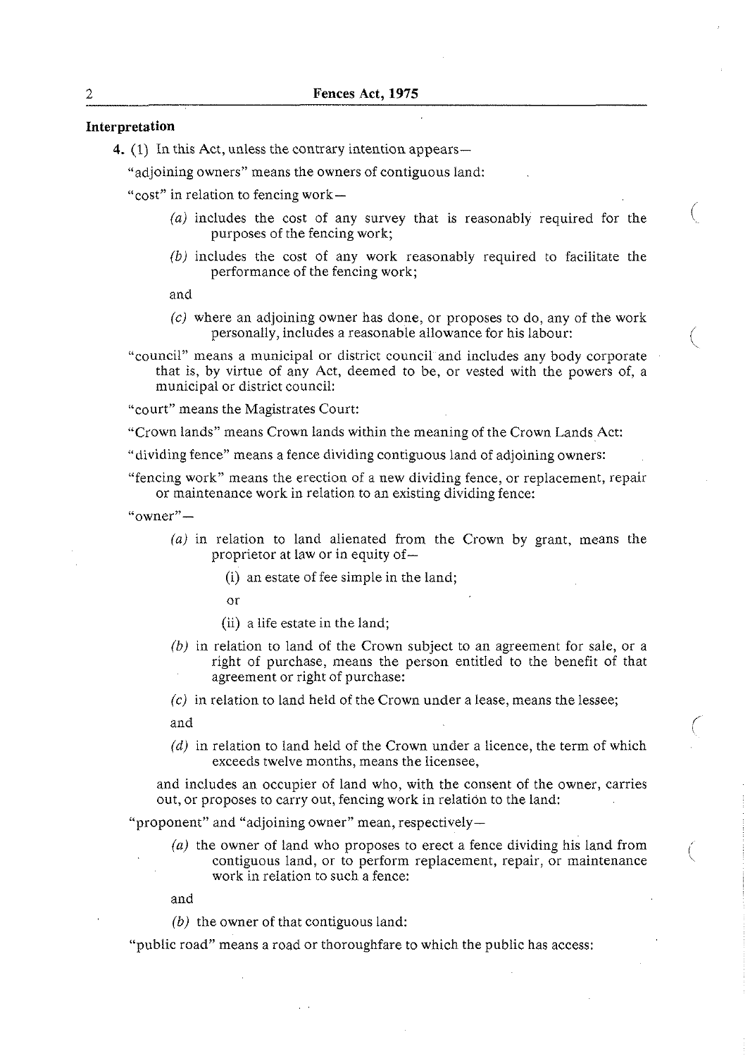**Interpretation**

**4.** (1) In this Act, unless the contrary intention appears—

"adjoining owners" means the owners of contiguous land:

"cost" in relation to fencing work—

- *(a)* includes the cost of any survey that is reasonably required for the purposes of the fencing work;
- *(b)* includes the cost of any work reasonably required to facilitate the performance of the fencing work;

and

- *(c)* where an adjoining owner has done, or proposes to do, any of the work personally, includes a reasonable allowance for his labour:

"council" means a municipal or district council and includes any body corporate that is, by virtue of any Act, deemed to be, or vested with the powers of, a municipal or district council:

"court" means the Magistrates Court:

"Crown lands" means Crown lands within the meaning of the Crown Lands Act:

"dividing fence" means a fence dividing contiguous land of adjoining owners:

"fencing work" means the erection of a new dividing fence, or replacement, repair or maintenance work in relation to an existing dividing fence:

"owner"—

- *(a)* in relation to land alienated from the Crown by grant, means the proprietor at law or in equity of—
  - (i) an estate of fee simple in the land;

  or

  - (ii) a life estate in the land;
- *(b)* in relation to land of the Crown subject to an agreement for sale, or a right of purchase, means the person entitled to the benefit of that agreement or right of purchase:
- *(c)* in relation to land held of the Crown under a lease, means the lessee;

and

- *(d)* in relation to land held of the Crown under a licence, the term of which exceeds twelve months, means the licensee,

and includes an occupier of land who, with the consent of the owner, carries out, or proposes to carry out, fencing work in relation to the land:

"proponent" and "adjoining owner" mean, respectively—

- *(a)* the owner of land who proposes to erect a fence dividing his land from contiguous land, or to perform replacement, repair, or maintenance work in relation to such a fence:

and

- *(b)* the owner of that contiguous land:

"public road" means a road or thoroughfare to which the public has access: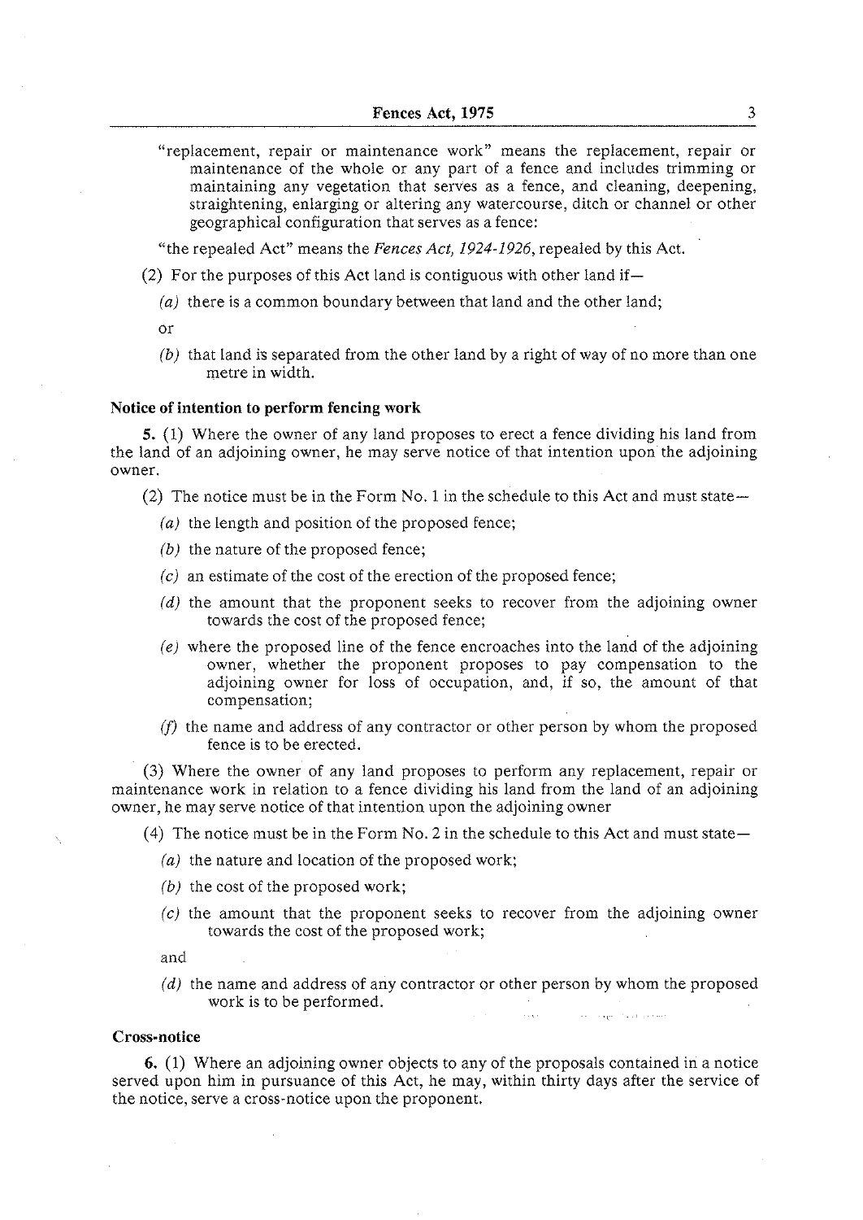"replacement, repair or maintenance work" means the replacement, repair or maintenance of the whole or any part of a fence and includes trimming or maintaining any vegetation that serves as a fence, and cleaning, deepening, straightening, enlarging or altering any watercourse, ditch or channel or other geographical configuration that serves as a fence:

"the repealed Act" means the *Fences Act, 1924-1926*, repealed by this Act.

(2) For the purposes of this Act land is contiguous with other land if—

*(a)* there is a common boundary between that land and the other land;

or

*(b)* that land is separated from the other land by a right of way of no more than one metre in width.

**Notice of intention to perform fencing work**

**5.** (1) Where the owner of any land proposes to erect a fence dividing his land from the land of an adjoining owner, he may serve notice of that intention upon the adjoining owner.

(2) The notice must be in the Form No. 1 in the schedule to this Act and must state—

*(a)* the length and position of the proposed fence;

*(b)* the nature of the proposed fence;

*(c)* an estimate of the cost of the erection of the proposed fence;

*(d)* the amount that the proponent seeks to recover from the adjoining owner towards the cost of the proposed fence;

*(e)* where the proposed line of the fence encroaches into the land of the adjoining owner, whether the proponent proposes to pay compensation to the adjoining owner for loss of occupation, and, if so, the amount of that compensation;

*(f)* the name and address of any contractor or other person by whom the proposed fence is to be erected.

(3) Where the owner of any land proposes to perform any replacement, repair or maintenance work in relation to a fence dividing his land from the land of an adjoining owner, he may serve notice of that intention upon the adjoining owner

(4) The notice must be in the Form No. 2 in the schedule to this Act and must state—

*(a)* the nature and location of the proposed work;

*(b)* the cost of the proposed work;

*(c)* the amount that the proponent seeks to recover from the adjoining owner towards the cost of the proposed work;

and

*(d)* the name and address of any contractor or other person by whom the proposed work is to be performed.

**Cross-notice**

**6.** (1) Where an adjoining owner objects to any of the proposals contained in a notice served upon him in pursuance of this Act, he may, within thirty days after the service of the notice, serve a cross-notice upon the proponent.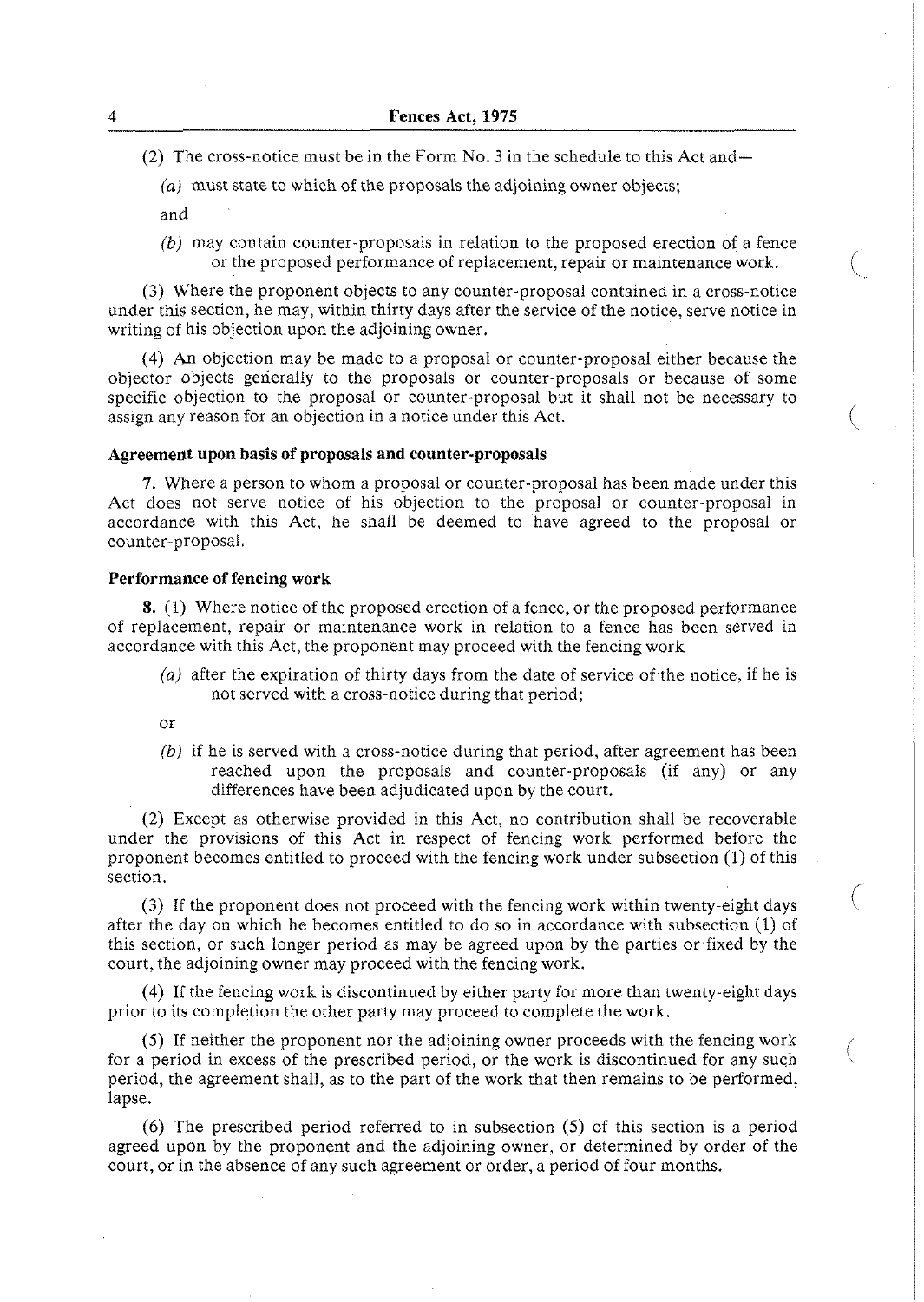(2) The cross-notice must be in the Form No. 3 in the schedule to this Act and—

*(a)* must state to which of the proposals the adjoining owner objects;

and

*(b)* may contain counter-proposals in relation to the proposed erection of a fence or the proposed performance of replacement, repair or maintenance work.

(3) Where the proponent objects to any counter-proposal contained in a cross-notice under this section, he may, within thirty days after the service of the notice, serve notice in writing of his objection upon the adjoining owner.

(4) An objection may be made to a proposal or counter-proposal either because the objector objects generally to the proposals or counter-proposals or because of some specific objection to the proposal or counter-proposal but it shall not be necessary to assign any reason for an objection in a notice under this Act.

**Agreement upon basis of proposals and counter-proposals**

**7.** Where a person to whom a proposal or counter-proposal has been made under this Act does not serve notice of his objection to the proposal or counter-proposal in accordance with this Act, he shall be deemed to have agreed to the proposal or counter-proposal.

**Performance of fencing work**

**8.** (1) Where notice of the proposed erection of a fence, or the proposed performance of replacement, repair or maintenance work in relation to a fence has been served in accordance with this Act, the proponent may proceed with the fencing work—

*(a)* after the expiration of thirty days from the date of service of the notice, if he is not served with a cross-notice during that period;

or

*(b)* if he is served with a cross-notice during that period, after agreement has been reached upon the proposals and counter-proposals (if any) or any differences have been adjudicated upon by the court.

(2) Except as otherwise provided in this Act, no contribution shall be recoverable under the provisions of this Act in respect of fencing work performed before the proponent becomes entitled to proceed with the fencing work under subsection (1) of this section.

(3) If the proponent does not proceed with the fencing work within twenty-eight days after the day on which he becomes entitled to do so in accordance with subsection (1) of this section, or such longer period as may be agreed upon by the parties or fixed by the court, the adjoining owner may proceed with the fencing work.

(4) If the fencing work is discontinued by either party for more than twenty-eight days prior to its completion the other party may proceed to complete the work.

(5) If neither the proponent nor the adjoining owner proceeds with the fencing work for a period in excess of the prescribed period, or the work is discontinued for any such period, the agreement shall, as to the part of the work that then remains to be performed, lapse.

(6) The prescribed period referred to in subsection (5) of this section is a period agreed upon by the proponent and the adjoining owner, or determined by order of the court, or in the absence of any such agreement or order, a period of four months.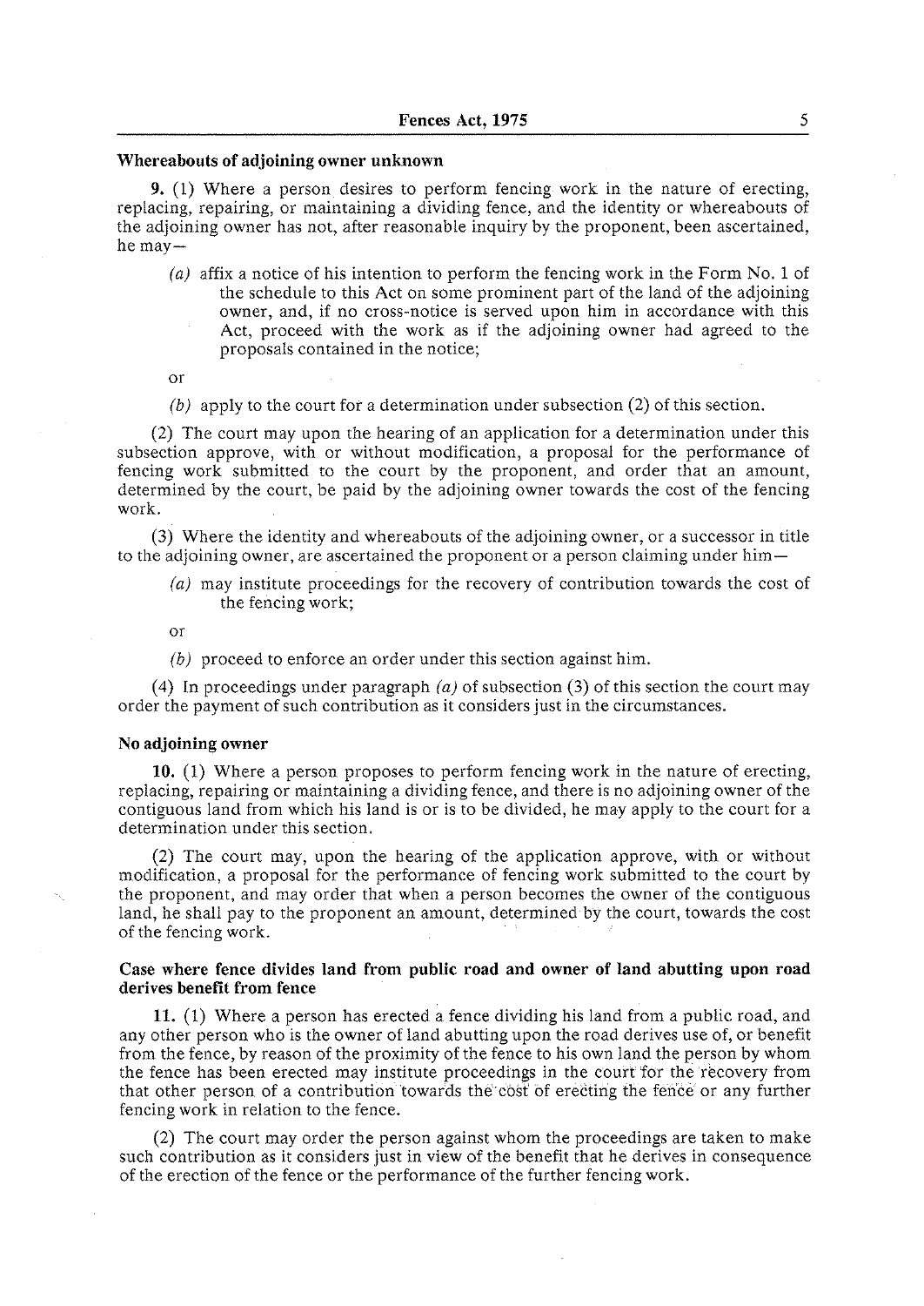**Whereabouts of adjoining owner unknown**

**9.** (1) Where a person desires to perform fencing work in the nature of erecting, replacing, repairing, or maintaining a dividing fence, and the identity or whereabouts of the adjoining owner has not, after reasonable inquiry by the proponent, been ascertained, he may—

*(a)* affix a notice of his intention to perform the fencing work in the Form No. 1 of the schedule to this Act on some prominent part of the land of the adjoining owner, and, if no cross-notice is served upon him in accordance with this Act, proceed with the work as if the adjoining owner had agreed to the proposals contained in the notice;

or

*(b)* apply to the court for a determination under subsection (2) of this section.

(2) The court may upon the hearing of an application for a determination under this subsection approve, with or without modification, a proposal for the performance of fencing work submitted to the court by the proponent, and order that an amount, determined by the court, be paid by the adjoining owner towards the cost of the fencing work.

(3) Where the identity and whereabouts of the adjoining owner, or a successor in title to the adjoining owner, are ascertained the proponent or a person claiming under him—

*(a)* may institute proceedings for the recovery of contribution towards the cost of the fencing work;

or

*(b)* proceed to enforce an order under this section against him.

(4) In proceedings under paragraph *(a)* of subsection (3) of this section the court may order the payment of such contribution as it considers just in the circumstances.

**No adjoining owner**

**10.** (1) Where a person proposes to perform fencing work in the nature of erecting, replacing, repairing or maintaining a dividing fence, and there is no adjoining owner of the contiguous land from which his land is or is to be divided, he may apply to the court for a determination under this section.

(2) The court may, upon the hearing of the application approve, with or without modification, a proposal for the performance of fencing work submitted to the court by the proponent, and may order that when a person becomes the owner of the contiguous land, he shall pay to the proponent an amount, determined by the court, towards the cost of the fencing work.

**Case where fence divides land from public road and owner of land abutting upon road derives benefit from fence**

**11.** (1) Where a person has erected a fence dividing his land from a public road, and any other person who is the owner of land abutting upon the road derives use of, or benefit from the fence, by reason of the proximity of the fence to his own land the person by whom the fence has been erected may institute proceedings in the court for the recovery from that other person of a contribution towards the cost of erecting the fence or any further fencing work in relation to the fence.

(2) The court may order the person against whom the proceedings are taken to make such contribution as it considers just in view of the benefit that he derives in consequence of the erection of the fence or the performance of the further fencing work.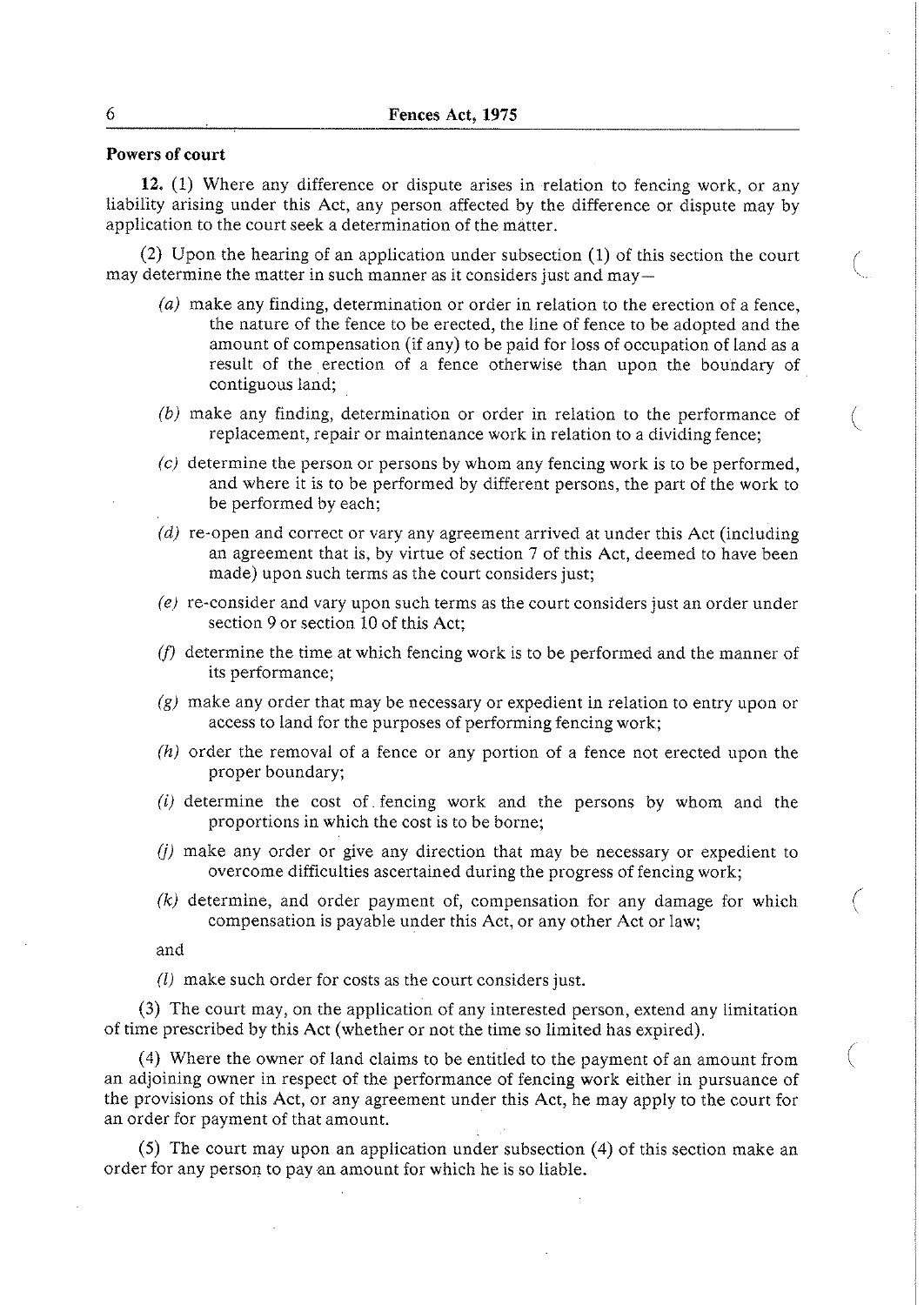**Powers of court**

**12.** (1) Where any difference or dispute arises in relation to fencing work, or any liability arising under this Act, any person affected by the difference or dispute may by application to the court seek a determination of the matter.

(2) Upon the hearing of an application under subsection (1) of this section the court may determine the matter in such manner as it considers just and may—

*(a)* make any finding, determination or order in relation to the erection of a fence, the nature of the fence to be erected, the line of fence to be adopted and the amount of compensation (if any) to be paid for loss of occupation of land as a result of the erection of a fence otherwise than upon the boundary of contiguous land;

*(b)* make any finding, determination or order in relation to the performance of replacement, repair or maintenance work in relation to a dividing fence;

*(c)* determine the person or persons by whom any fencing work is to be performed, and where it is to be performed by different persons, the part of the work to be performed by each;

*(d)* re-open and correct or vary any agreement arrived at under this Act (including an agreement that is, by virtue of section 7 of this Act, deemed to have been made) upon such terms as the court considers just;

*(e)* re-consider and vary upon such terms as the court considers just an order under section 9 or section 10 of this Act;

*(f)* determine the time at which fencing work is to be performed and the manner of its performance;

*(g)* make any order that may be necessary or expedient in relation to entry upon or access to land for the purposes of performing fencing work;

*(h)* order the removal of a fence or any portion of a fence not erected upon the proper boundary;

*(i)* determine the cost of fencing work and the persons by whom and the proportions in which the cost is to be borne;

*(j)* make any order or give any direction that may be necessary or expedient to overcome difficulties ascertained during the progress of fencing work;

*(k)* determine, and order payment of, compensation for any damage for which compensation is payable under this Act, or any other Act or law;

and

*(l)* make such order for costs as the court considers just.

(3) The court may, on the application of any interested person, extend any limitation of time prescribed by this Act (whether or not the time so limited has expired).

(4) Where the owner of land claims to be entitled to the payment of an amount from an adjoining owner in respect of the performance of fencing work either in pursuance of the provisions of this Act, or any agreement under this Act, he may apply to the court for an order for payment of that amount.

(5) The court may upon an application under subsection (4) of this section make an order for any person to pay an amount for which he is so liable.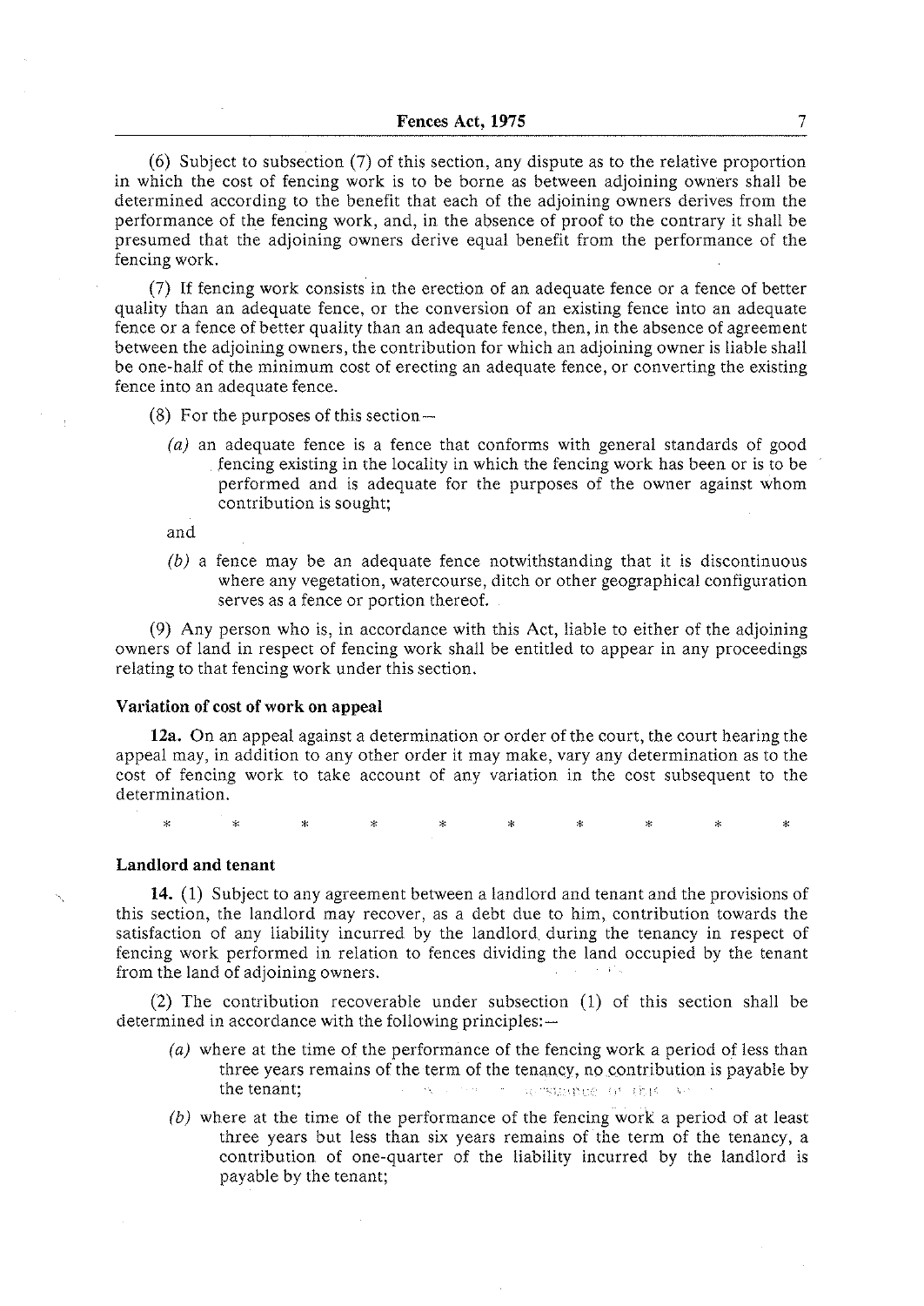(6) Subject to subsection (7) of this section, any dispute as to the relative proportion in which the cost of fencing work is to be borne as between adjoining owners shall be determined according to the benefit that each of the adjoining owners derives from the performance of the fencing work, and, in the absence of proof to the contrary it shall be presumed that the adjoining owners derive equal benefit from the performance of the fencing work.

(7) If fencing work consists in the erection of an adequate fence or a fence of better quality than an adequate fence, or the conversion of an existing fence into an adequate fence or a fence of better quality than an adequate fence, then, in the absence of agreement between the adjoining owners, the contribution for which an adjoining owner is liable shall be one-half of the minimum cost of erecting an adequate fence, or converting the existing fence into an adequate fence.

(8) For the purposes of this section—

*(a)* an adequate fence is a fence that conforms with general standards of good fencing existing in the locality in which the fencing work has been or is to be performed and is adequate for the purposes of the owner against whom contribution is sought;

and

*(b)* a fence may be an adequate fence notwithstanding that it is discontinuous where any vegetation, watercourse, ditch or other geographical configuration serves as a fence or portion thereof.

(9) Any person who is, in accordance with this Act, liable to either of the adjoining owners of land in respect of fencing work shall be entitled to appear in any proceedings relating to that fencing work under this section.

**Variation of cost of work on appeal**

**12a.** On an appeal against a determination or order of the court, the court hearing the appeal may, in addition to any other order it may make, vary any determination as to the cost of fencing work to take account of any variation in the cost subsequent to the determination.

\* \* \* \* \* \* \* \* \* \*

**Landlord and tenant**

**14.** (1) Subject to any agreement between a landlord and tenant and the provisions of this section, the landlord may recover, as a debt due to him, contribution towards the satisfaction of any liability incurred by the landlord during the tenancy in respect of fencing work performed in relation to fences dividing the land occupied by the tenant from the land of adjoining owners.

(2) The contribution recoverable under subsection (1) of this section shall be determined in accordance with the following principles:—

*(a)* where at the time of the performance of the fencing work a period of less than three years remains of the term of the tenancy, no contribution is payable by the tenant;

*(b)* where at the time of the performance of the fencing work a period of at least three years but less than six years remains of the term of the tenancy, a contribution of one-quarter of the liability incurred by the landlord is payable by the tenant;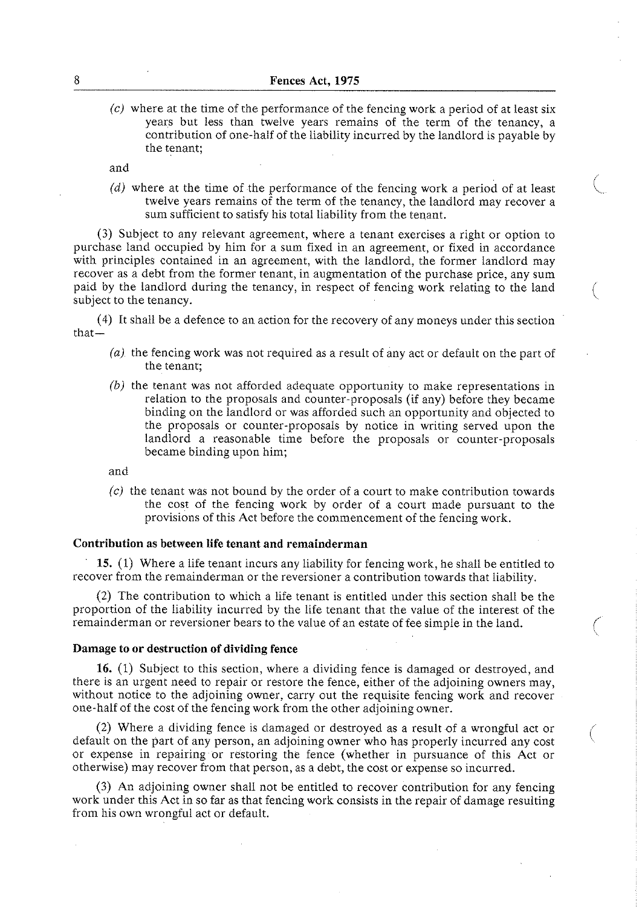(c) where at the time of the performance of the fencing work a period of at least six years but less than twelve years remains of the term of the tenancy, a contribution of one-half of the liability incurred by the landlord is payable by the tenant;

and

(d) where at the time of the performance of the fencing work a period of at least twelve years remains of the term of the tenancy, the landlord may recover a sum sufficient to satisfy his total liability from the tenant.

(3) Subject to any relevant agreement, where a tenant exercises a right or option to purchase land occupied by him for a sum fixed in an agreement, or fixed in accordance with principles contained in an agreement, with the landlord, the former landlord may recover as a debt from the former tenant, in augmentation of the purchase price, any sum paid by the landlord during the tenancy, in respect of fencing work relating to the land subject to the tenancy.

(4) It shall be a defence to an action for the recovery of any moneys under this section that—

(a) the fencing work was not required as a result of any act or default on the part of the tenant;

(b) the tenant was not afforded adequate opportunity to make representations in relation to the proposals and counter-proposals (if any) before they became binding on the landlord or was afforded such an opportunity and objected to the proposals or counter-proposals by notice in writing served upon the landlord a reasonable time before the proposals or counter-proposals became binding upon him;

and

(c) the tenant was not bound by the order of a court to make contribution towards the cost of the fencing work by order of a court made pursuant to the provisions of this Act before the commencement of the fencing work.

**Contribution as between life tenant and remainderman**

**15.** (1) Where a life tenant incurs any liability for fencing work, he shall be entitled to recover from the remainderman or the reversioner a contribution towards that liability.

(2) The contribution to which a life tenant is entitled under this section shall be the proportion of the liability incurred by the life tenant that the value of the interest of the remainderman or reversioner bears to the value of an estate of fee simple in the land.

**Damage to or destruction of dividing fence**

**16.** (1) Subject to this section, where a dividing fence is damaged or destroyed, and there is an urgent need to repair or restore the fence, either of the adjoining owners may, without notice to the adjoining owner, carry out the requisite fencing work and recover one-half of the cost of the fencing work from the other adjoining owner.

(2) Where a dividing fence is damaged or destroyed as a result of a wrongful act or default on the part of any person, an adjoining owner who has properly incurred any cost or expense in repairing or restoring the fence (whether in pursuance of this Act or otherwise) may recover from that person, as a debt, the cost or expense so incurred.

(3) An adjoining owner shall not be entitled to recover contribution for any fencing work under this Act in so far as that fencing work consists in the repair of damage resulting from his own wrongful act or default.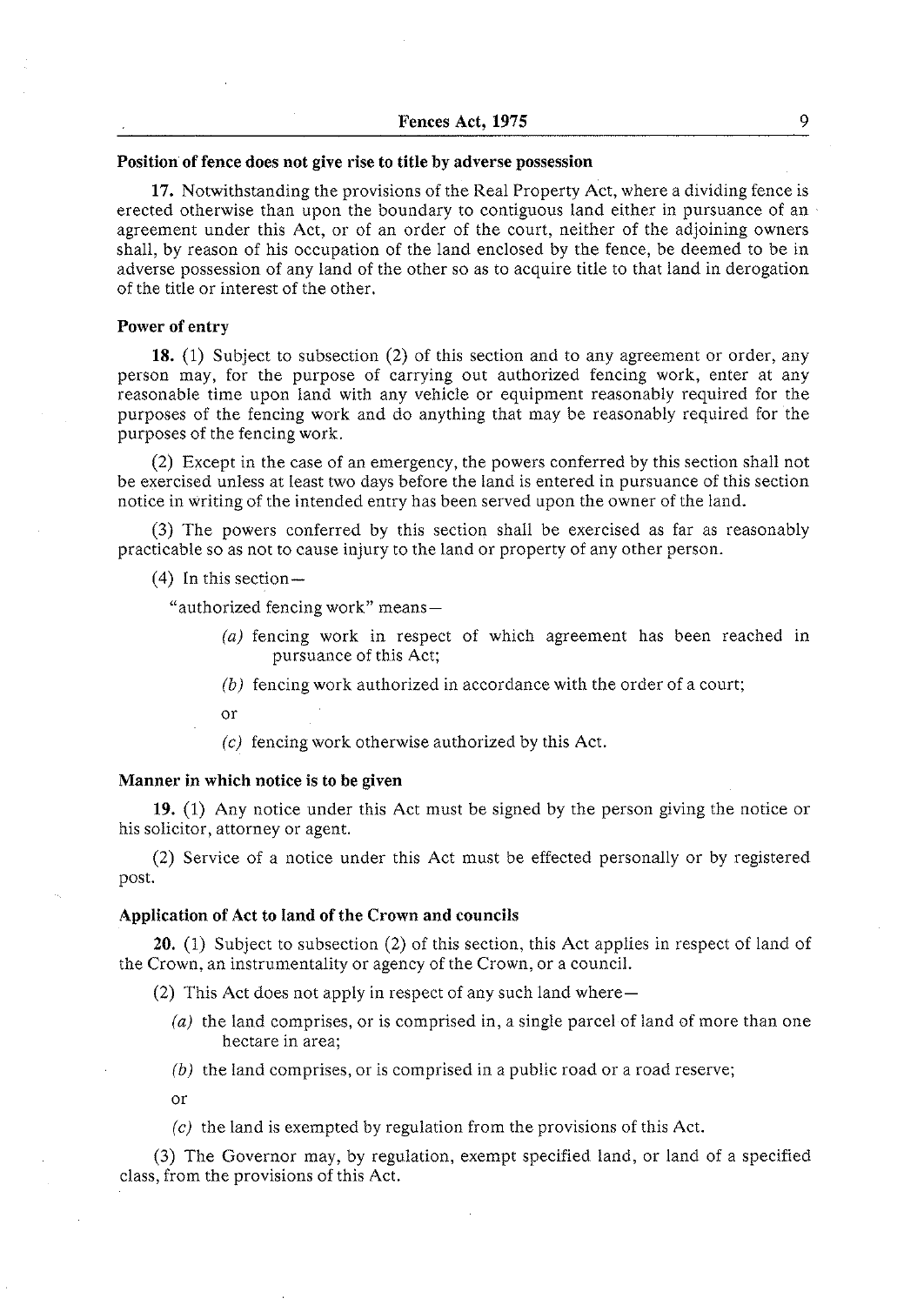**Position of fence does not give rise to title by adverse possession**

**17.** Notwithstanding the provisions of the Real Property Act, where a dividing fence is erected otherwise than upon the boundary to contiguous land either in pursuance of an agreement under this Act, or of an order of the court, neither of the adjoining owners shall, by reason of his occupation of the land enclosed by the fence, be deemed to be in adverse possession of any land of the other so as to acquire title to that land in derogation of the title or interest of the other.

**Power of entry**

**18.** (1) Subject to subsection (2) of this section and to any agreement or order, any person may, for the purpose of carrying out authorized fencing work, enter at any reasonable time upon land with any vehicle or equipment reasonably required for the purposes of the fencing work and do anything that may be reasonably required for the purposes of the fencing work.

(2) Except in the case of an emergency, the powers conferred by this section shall not be exercised unless at least two days before the land is entered in pursuance of this section notice in writing of the intended entry has been served upon the owner of the land.

(3) The powers conferred by this section shall be exercised as far as reasonably practicable so as not to cause injury to the land or property of any other person.

(4) In this section—

"authorized fencing work" means—

*(a)* fencing work in respect of which agreement has been reached in pursuance of this Act;

*(b)* fencing work authorized in accordance with the order of a court;

or

*(c)* fencing work otherwise authorized by this Act.

**Manner in which notice is to be given**

**19.** (1) Any notice under this Act must be signed by the person giving the notice or his solicitor, attorney or agent.

(2) Service of a notice under this Act must be effected personally or by registered post.

**Application of Act to land of the Crown and councils**

**20.** (1) Subject to subsection (2) of this section, this Act applies in respect of land of the Crown, an instrumentality or agency of the Crown, or a council.

(2) This Act does not apply in respect of any such land where—

*(a)* the land comprises, or is comprised in, a single parcel of land of more than one hectare in area;

*(b)* the land comprises, or is comprised in a public road or a road reserve;

or

*(c)* the land is exempted by regulation from the provisions of this Act.

(3) The Governor may, by regulation, exempt specified land, or land of a specified class, from the provisions of this Act.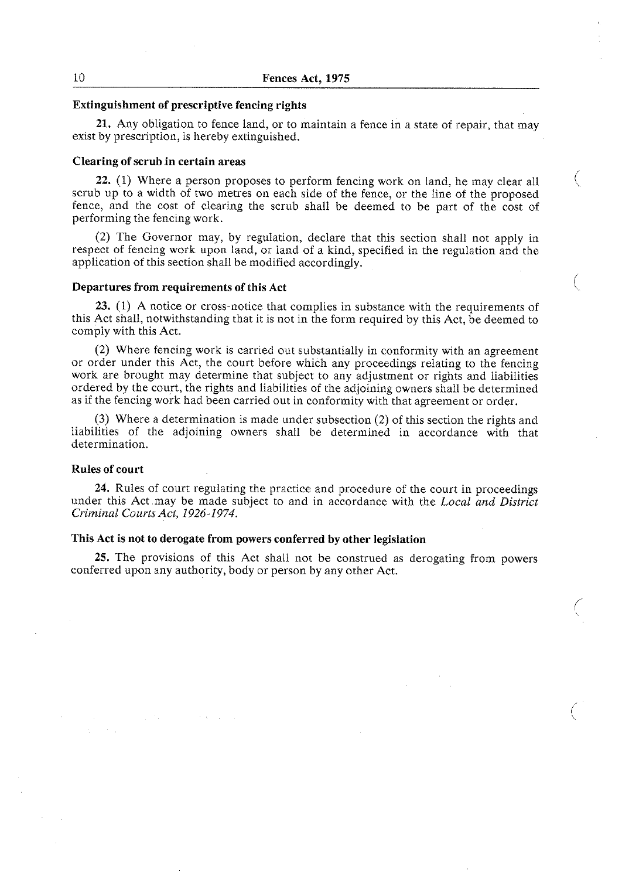### Extinguishment of prescriptive fencing rights

**21.** Any obligation to fence land, or to maintain a fence in a state of repair, that may exist by prescription, is hereby extinguished.

### Clearing of scrub in certain areas

**22.** (1) Where a person proposes to perform fencing work on land, he may clear all scrub up to a width of two metres on each side of the fence, or the line of the proposed fence, and the cost of clearing the scrub shall be deemed to be part of the cost of performing the fencing work.

(2) The Governor may, by regulation, declare that this section shall not apply in respect of fencing work upon land, or land of a kind, specified in the regulation and the application of this section shall be modified accordingly.

### Departures from requirements of this Act

**23.** (1) A notice or cross-notice that complies in substance with the requirements of this Act shall, notwithstanding that it is not in the form required by this Act, be deemed to comply with this Act.

(2) Where fencing work is carried out substantially in conformity with an agreement or order under this Act, the court before which any proceedings relating to the fencing work are brought may determine that subject to any adjustment or rights and liabilities ordered by the court, the rights and liabilities of the adjoining owners shall be determined as if the fencing work had been carried out in conformity with that agreement or order.

(3) Where a determination is made under subsection (2) of this section the rights and liabilities of the adjoining owners shall be determined in accordance with that determination.

### Rules of court

**24.** Rules of court regulating the practice and procedure of the court in proceedings under this Act may be made subject to and in accordance with the *Local and District Criminal Courts Act, 1926-1974*.

### This Act is not to derogate from powers conferred by other legislation

**25.** The provisions of this Act shall not be construed as derogating from powers conferred upon any authority, body or person by any other Act.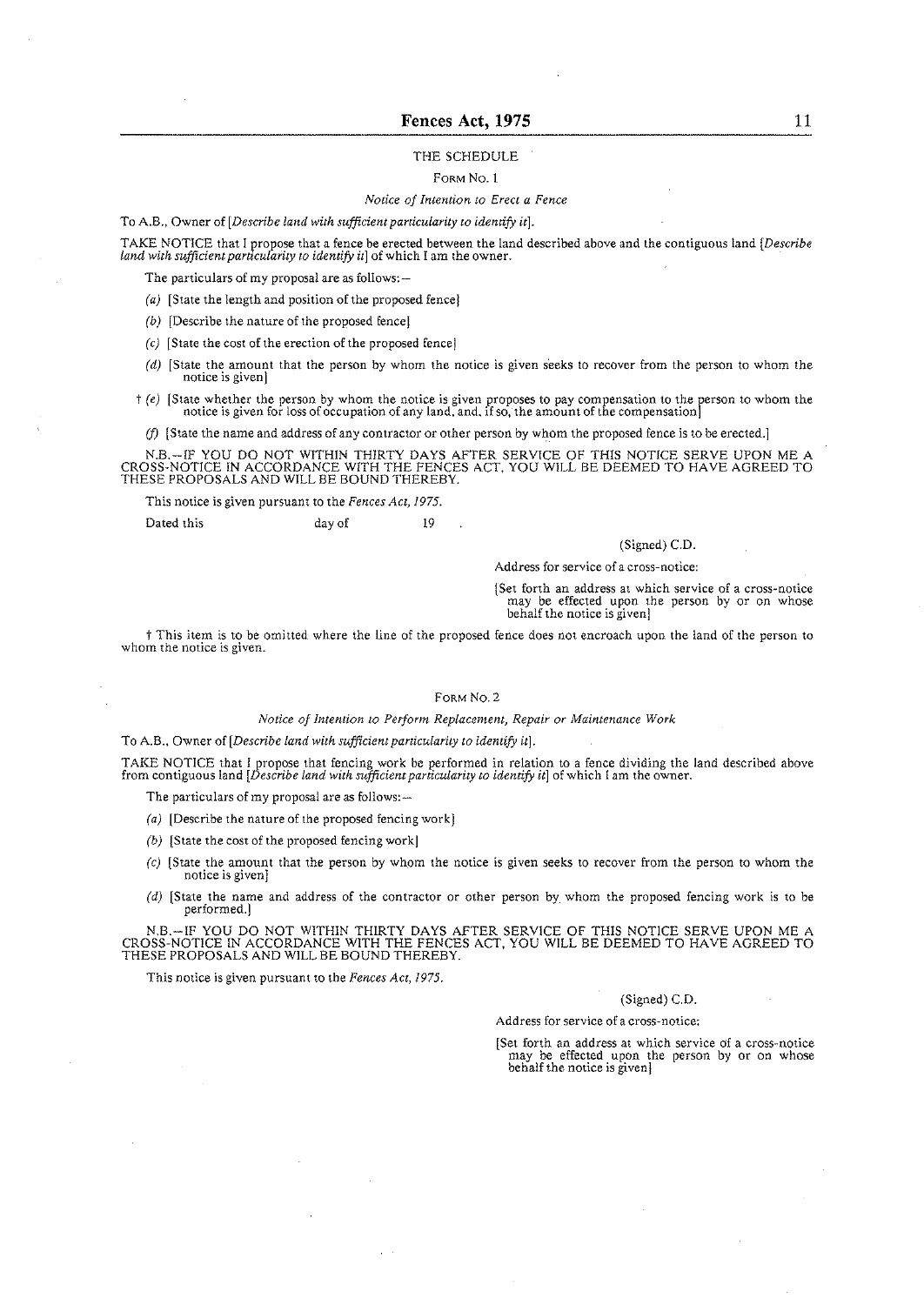## THE SCHEDULE

### FORM No. 1

*Notice of Intention to Erect a Fence*

To A.B., Owner of [*Describe land with sufficient particularity to identify it*].

TAKE NOTICE that I propose that a fence be erected between the land described above and the contiguous land [*Describe land with sufficient particularity to identify it*] of which I am the owner.

The particulars of my proposal are as follows:—

(*a*) [State the length and position of the proposed fence]

(*b*) [Describe the nature of the proposed fence]

(*c*) [State the cost of the erection of the proposed fence]

(*d*) [State the amount that the person by whom the notice is given seeks to recover from the person to whom the notice is given]

† (*e*) [State whether the person by whom the notice is given proposes to pay compensation to the person to whom the notice is given for loss of occupation of any land, and, if so, the amount of the compensation]

(*f*) [State the name and address of any contractor or other person by whom the proposed fence is to be erected.]

N.B.—IF YOU DO NOT WITHIN THIRTY DAYS AFTER SERVICE OF THIS NOTICE SERVE UPON ME A CROSS-NOTICE IN ACCORDANCE WITH THE FENCES ACT, YOU WILL BE DEEMED TO HAVE AGREED TO THESE PROPOSALS AND WILL BE BOUND THEREBY.

This notice is given pursuant to the *Fences Act, 1975*.

Dated this day of 19 .

(Signed) C.D.

Address for service of a cross-notice:

[Set forth an address at which service of a cross-notice may be effected upon the person by or on whose behalf the notice is given]

† This item is to be omitted where the line of the proposed fence does not encroach upon the land of the person to whom the notice is given.

### FORM No. 2

*Notice of Intention to Perform Replacement, Repair or Maintenance Work*

To A.B., Owner of [*Describe land with sufficient particularity to identify it*].

TAKE NOTICE that I propose that fencing work be performed in relation to a fence dividing the land described above from contiguous land [*Describe land with sufficient particularity to identify it*] of which I am the owner.

The particulars of my proposal are as follows:—

(*a*) [Describe the nature of the proposed fencing work]

(*b*) [State the cost of the proposed fencing work]

(*c*) [State the amount that the person by whom the notice is given seeks to recover from the person to whom the notice is given]

(*d*) [State the name and address of the contractor or other person by whom the proposed fencing work is to be performed.]

N.B.—IF YOU DO NOT WITHIN THIRTY DAYS AFTER SERVICE OF THIS NOTICE SERVE UPON ME A CROSS-NOTICE IN ACCORDANCE WITH THE FENCES ACT, YOU WILL BE DEEMED TO HAVE AGREED TO THESE PROPOSALS AND WILL BE BOUND THEREBY.

This notice is given pursuant to the *Fences Act, 1975*.

(Signed) C.D.

Address for service of a cross-notice:

[Set forth an address at which service of a cross-notice may be effected upon the person by or on whose behalf the notice is given]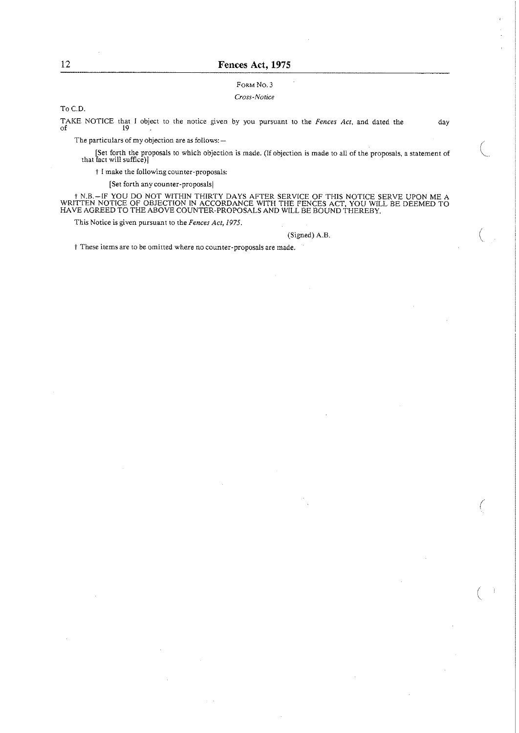### FORM No. 3

*Cross-Notice*

To C.D.

TAKE NOTICE that I object to the notice given by you pursuant to the *Fences Act*, and dated the day of 19 .

The particulars of my objection are as follows:—

[Set forth the proposals to which objection is made. (If objection is made to all of the proposals, a statement of that fact will suffice)]

† I make the following counter-proposals:

[Set forth any counter-proposals]

† N.B.—IF YOU DO NOT WITHIN THIRTY DAYS AFTER SERVICE OF THIS NOTICE SERVE UPON ME A WRITTEN NOTICE OF OBJECTION IN ACCORDANCE WITH THE FENCES ACT, YOU WILL BE DEEMED TO HAVE AGREED TO THE ABOVE COUNTER-PROPOSALS AND WILL BE BOUND THEREBY.

This Notice is given pursuant to the *Fences Act, 1975*.

(Signed) A.B.

† These items are to be omitted where no counter-proposals are made.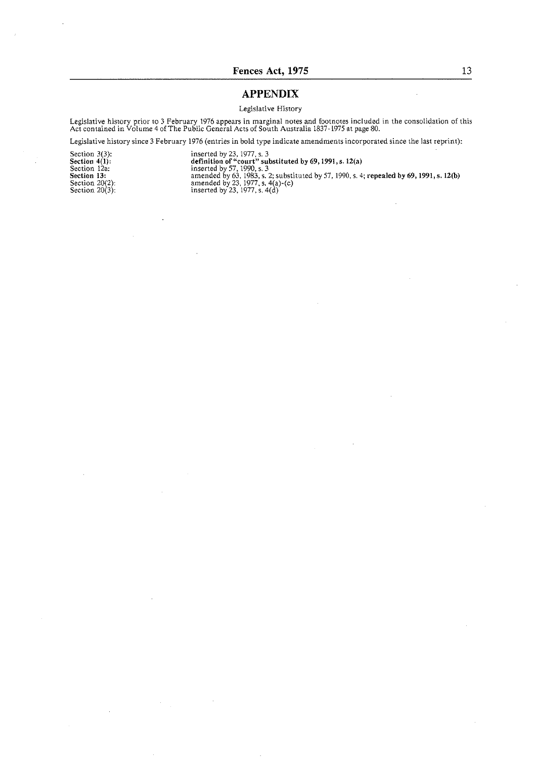## APPENDIX

Legislative History

Legislative history prior to 3 February 1976 appears in marginal notes and footnotes included in the consolidation of this Act contained in Volume 4 of The Public General Acts of South Australia 1837-1975 at page 80.

Legislative history since 3 February 1976 (entries in bold type indicate amendments incorporated since the last reprint):

| | |
|---|---|
| Section 3(3): | inserted by 23, 1977, s. 3 |
| **Section 4(1):** | **definition of "court" substituted by 69, 1991, s. 12(a)** |
| Section 12a: | inserted by 57, 1990, s. 3 |
| **Section 13:** | amended by 63, 1983, s. 2; substituted by 57, 1990, s. 4; **repealed by 69, 1991, s. 12(b)** |
| Section 20(2): | amended by 23, 1977, s. 4(a)-(c) |
| Section 20(3): | inserted by 23, 1977, s. 4(d) |